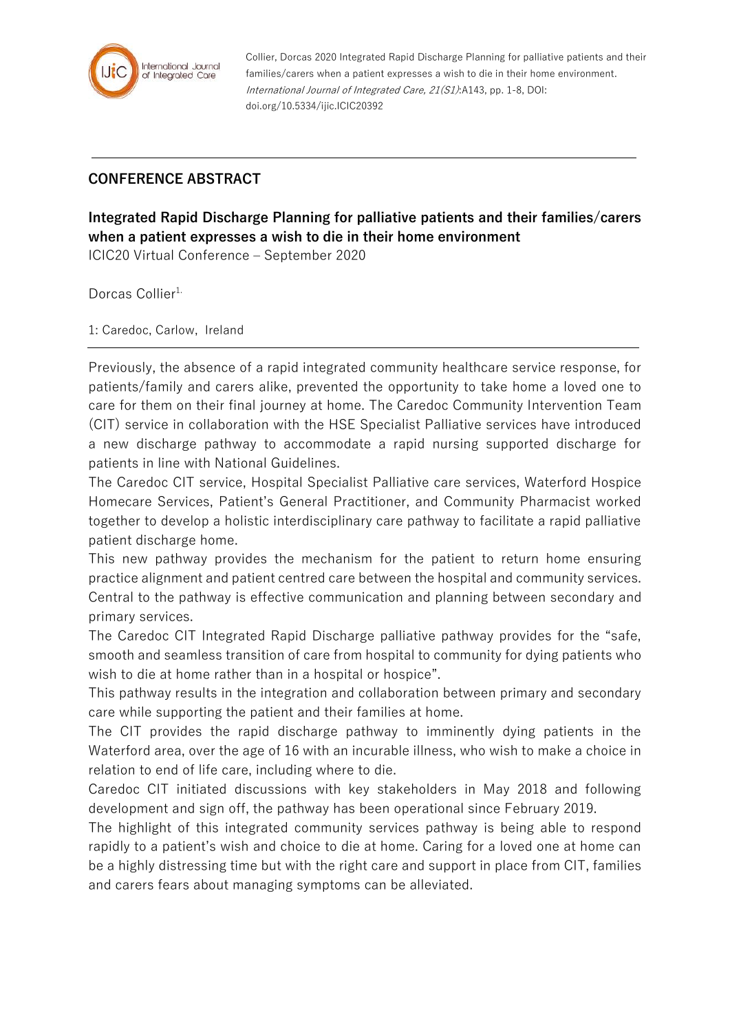Collier, Dorcas 2020 Integrated Rapid Discharge Planning for palliative patients and their families/carers when a patient expresses a wish to die in their home environment. *International Journal of Integrated Care, 21(S1)*:A143, pp. 1-8, DOI: doi.org/10.5334/ijic.ICIC20392

## CONFERENCE ABSTRACT

# Integrated Rapid Discharge Planning for palliative patients and their families/carers when a patient expresses a wish to die in their home environment

ICIC20 Virtual Conference – September 2020

Dorcas Collier[1]

1: Caredoc, Carlow, Ireland

Previously, the absence of a rapid integrated community healthcare service response, for patients/family and carers alike, prevented the opportunity to take home a loved one to care for them on their final journey at home. The Caredoc Community Intervention Team (CIT) service in collaboration with the HSE Specialist Palliative services have introduced a new discharge pathway to accommodate a rapid nursing supported discharge for patients in line with National Guidelines.

The Caredoc CIT service, Hospital Specialist Palliative care services, Waterford Hospice Homecare Services, Patient's General Practitioner, and Community Pharmacist worked together to develop a holistic interdisciplinary care pathway to facilitate a rapid palliative patient discharge home.

This new pathway provides the mechanism for the patient to return home ensuring practice alignment and patient centred care between the hospital and community services. Central to the pathway is effective communication and planning between secondary and primary services.

The Caredoc CIT Integrated Rapid Discharge palliative pathway provides for the "safe, smooth and seamless transition of care from hospital to community for dying patients who wish to die at home rather than in a hospital or hospice".

This pathway results in the integration and collaboration between primary and secondary care while supporting the patient and their families at home.

The CIT provides the rapid discharge pathway to imminently dying patients in the Waterford area, over the age of 16 with an incurable illness, who wish to make a choice in relation to end of life care, including where to die.

Caredoc CIT initiated discussions with key stakeholders in May 2018 and following development and sign off, the pathway has been operational since February 2019.

The highlight of this integrated community services pathway is being able to respond rapidly to a patient's wish and choice to die at home. Caring for a loved one at home can be a highly distressing time but with the right care and support in place from CIT, families and carers fears about managing symptoms can be alleviated.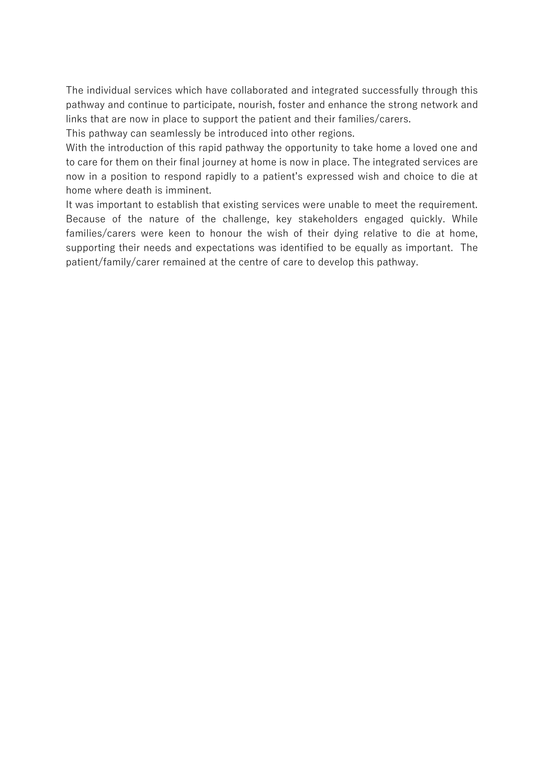The individual services which have collaborated and integrated successfully through this pathway and continue to participate, nourish, foster and enhance the strong network and links that are now in place to support the patient and their families/carers.

This pathway can seamlessly be introduced into other regions.

With the introduction of this rapid pathway the opportunity to take home a loved one and to care for them on their final journey at home is now in place. The integrated services are now in a position to respond rapidly to a patient's expressed wish and choice to die at home where death is imminent.

It was important to establish that existing services were unable to meet the requirement. Because of the nature of the challenge, key stakeholders engaged quickly. While families/carers were keen to honour the wish of their dying relative to die at home, supporting their needs and expectations was identified to be equally as important. The patient/family/carer remained at the centre of care to develop this pathway.